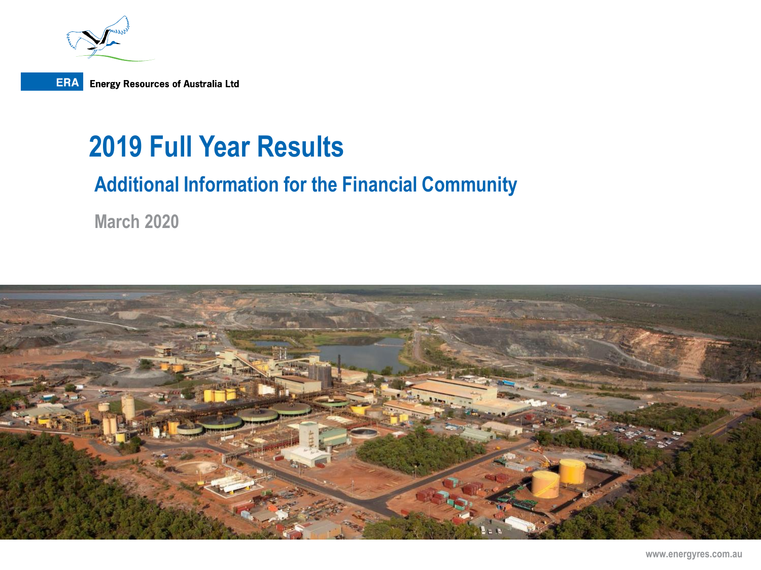ERA Energy Resources of Australia Ltd

# 2019 Full Year Results

## Additional Information for the Financial Community

March 2020

www.energyres.com.au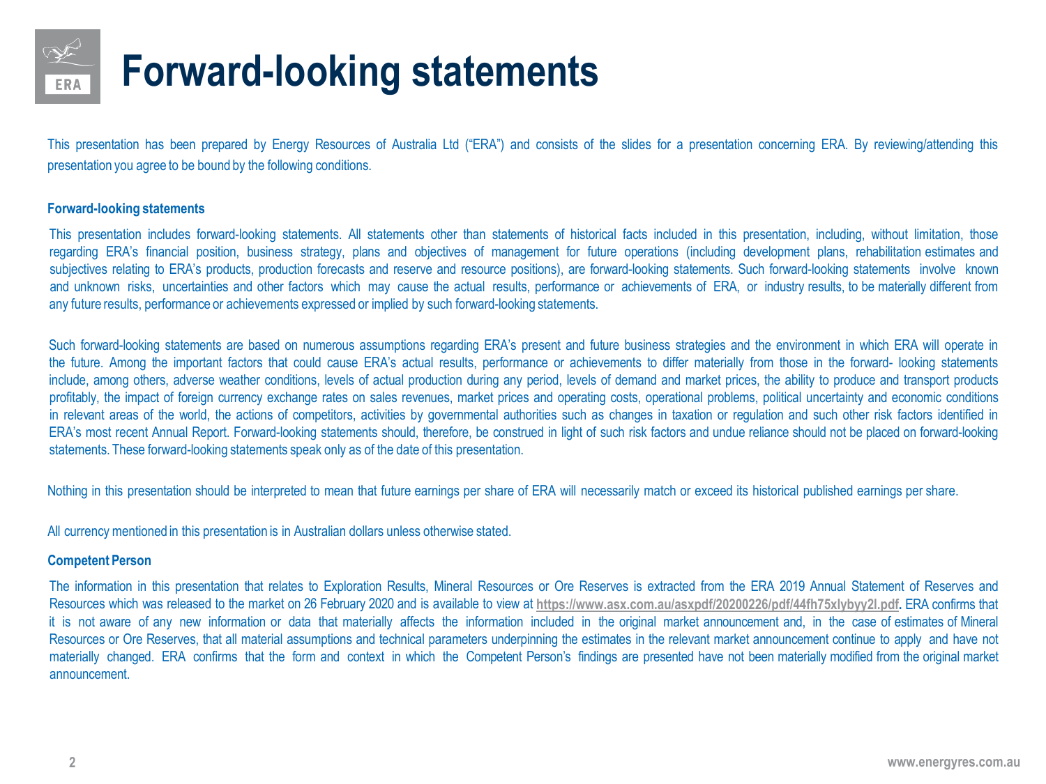# Forward-looking statements

This presentation has been prepared by Energy Resources of Australia Ltd ("ERA") and consists of the slides for a presentation concerning ERA. By reviewing/attending this presentation you agree to be bound by the following conditions.

**Forward-looking statements**

This presentation includes forward-looking statements. All statements other than statements of historical facts included in this presentation, including, without limitation, those regarding ERA's financial position, business strategy, plans and objectives of management for future operations (including development plans, rehabilitation estimates and subjectives relating to ERA's products, production forecasts and reserve and resource positions), are forward-looking statements. Such forward-looking statements involve known and unknown risks, uncertainties and other factors which may cause the actual results, performance or achievements of ERA, or industry results, to be materially different from any future results, performance or achievements expressed or implied by such forward-looking statements.

Such forward-looking statements are based on numerous assumptions regarding ERA's present and future business strategies and the environment in which ERA will operate in the future. Among the important factors that could cause ERA's actual results, performance or achievements to differ materially from those in the forward- looking statements include, among others, adverse weather conditions, levels of actual production during any period, levels of demand and market prices, the ability to produce and transport products profitably, the impact of foreign currency exchange rates on sales revenues, market prices and operating costs, operational problems, political uncertainty and economic conditions in relevant areas of the world, the actions of competitors, activities by governmental authorities such as changes in taxation or regulation and such other risk factors identified in ERA's most recent Annual Report. Forward-looking statements should, therefore, be construed in light of such risk factors and undue reliance should not be placed on forward-looking statements. These forward-looking statements speak only as of the date of this presentation.

Nothing in this presentation should be interpreted to mean that future earnings per share of ERA will necessarily match or exceed its historical published earnings per share.

All currency mentioned in this presentation is in Australian dollars unless otherwise stated.

**Competent Person**

The information in this presentation that relates to Exploration Results, Mineral Resources or Ore Reserves is extracted from the ERA 2019 Annual Statement of Reserves and Resources which was released to the market on 26 February 2020 and is available to view at **https://www.asx.com.au/asxpdf/20200226/pdf/44fh75xlybyy2l.pdf**. ERA confirms that it is not aware of any new information or data that materially affects the information included in the original market announcement and, in the case of estimates of Mineral Resources or Ore Reserves, that all material assumptions and technical parameters underpinning the estimates in the relevant market announcement continue to apply and have not materially changed. ERA confirms that the form and context in which the Competent Person's findings are presented have not been materially modified from the original market announcement.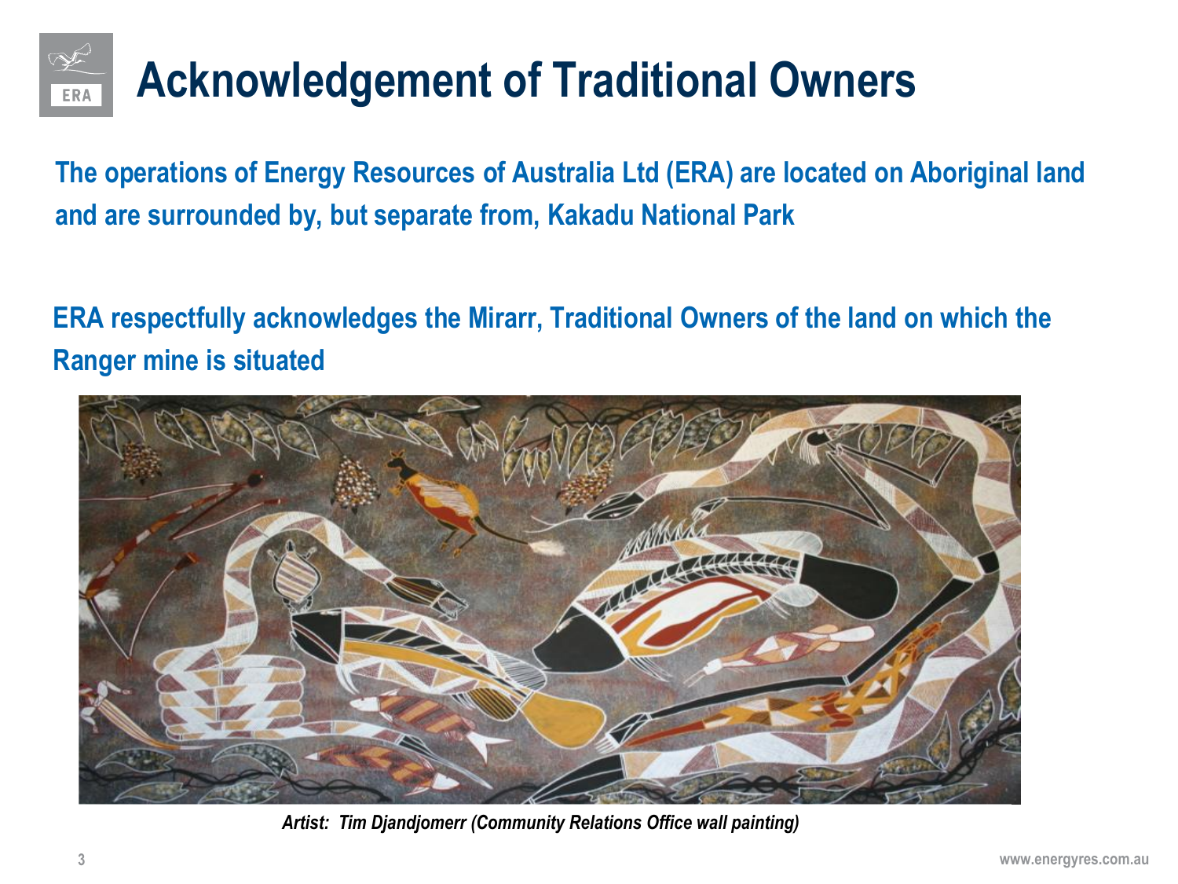# Acknowledgement of Traditional Owners

**The operations of Energy Resources of Australia Ltd (ERA) are located on Aboriginal land and are surrounded by, but separate from, Kakadu National Park**

**ERA respectfully acknowledges the Mirarr, Traditional Owners of the land on which the Ranger mine is situated**

***Artist: Tim Djandjomerr (Community Relations Office wall painting)***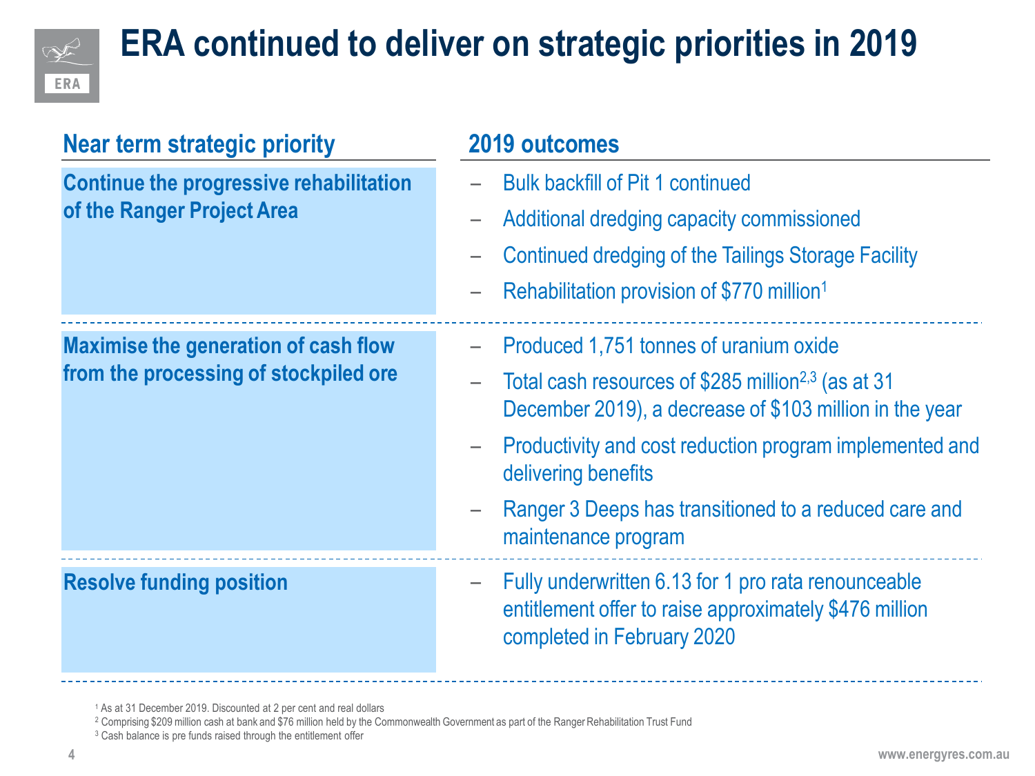# ERA continued to deliver on strategic priorities in 2019

| Near term strategic priority | 2019 outcomes |
| --- | --- |
| **Continue the progressive rehabilitation of the Ranger Project Area** | – Bulk backfill of Pit 1 continued<br>– Additional dredging capacity commissioned<br>– Continued dredging of the Tailings Storage Facility<br>– Rehabilitation provision of $770 million[1] |
| **Maximise the generation of cash flow from the processing of stockpiled ore** | – Produced 1,751 tonnes of uranium oxide<br>– Total cash resources of $285 million[2,3] (as at 31 December 2019), a decrease of $103 million in the year<br>– Productivity and cost reduction program implemented and delivering benefits<br>– Ranger 3 Deeps has transitioned to a reduced care and maintenance program |
| **Resolve funding position** | – Fully underwritten 6.13 for 1 pro rata renounceable entitlement offer to raise approximately $476 million completed in February 2020 |

[1] As at 31 December 2019. Discounted at 2 per cent and real dollars

[2] Comprising $209 million cash at bank and $76 million held by the Commonwealth Government as part of the Ranger Rehabilitation Trust Fund

[3] Cash balance is pre funds raised through the entitlement offer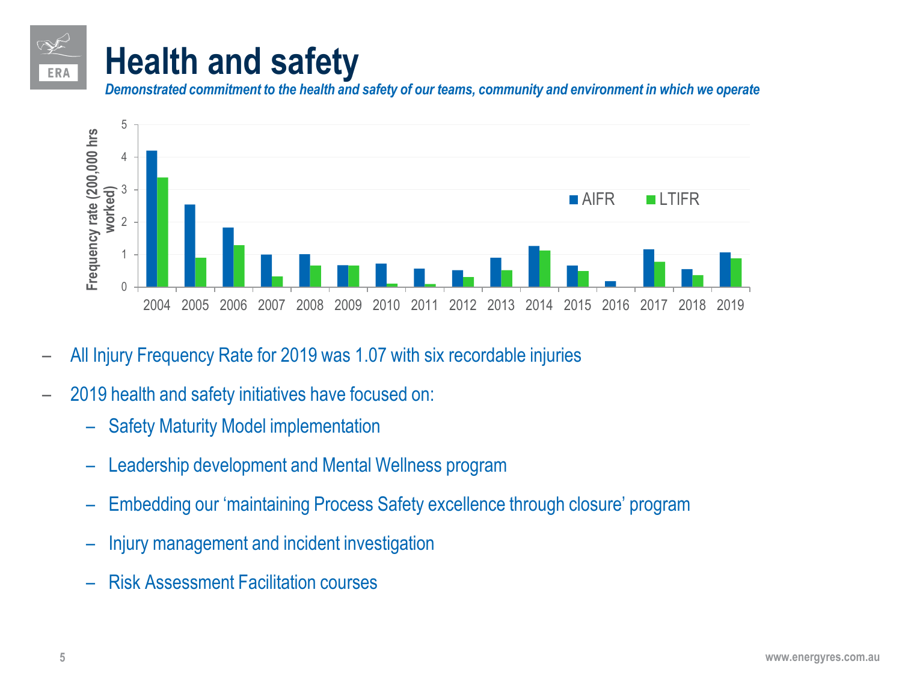# Health and safety

*Demonstrated commitment to the health and safety of our teams, community and environment in which we operate*

- All Injury Frequency Rate for 2019 was 1.07 with six recordable injuries
- 2019 health and safety initiatives have focused on:
  - Safety Maturity Model implementation
  - Leadership development and Mental Wellness program
  - Embedding our 'maintaining Process Safety excellence through closure' program
  - Injury management and incident investigation
  - Risk Assessment Facilitation courses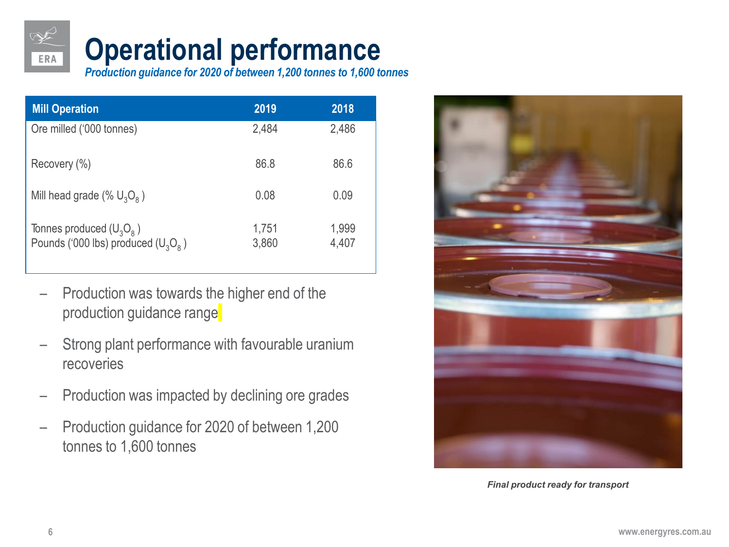# Operational performance

*Production guidance for 2020 of between 1,200 tonnes to 1,600 tonnes*

| Mill Operation | 2019 | 2018 |
|---|---|---|
| Ore milled ('000 tonnes) | 2,484 | 2,486 |
| Recovery (%) | 86.8 | 86.6 |
| Mill head grade (% $U_3O_8$) | 0.08 | 0.09 |
| Tonnes produced ($U_3O_8$) | 1,751 | 1,999 |
| Pounds ('000 lbs) produced ($U_3O_8$) | 3,860 | 4,407 |

- Production was towards the higher end of the production guidance range
- Strong plant performance with favourable uranium recoveries
- Production was impacted by declining ore grades
- Production guidance for 2020 of between 1,200 tonnes to 1,600 tonnes

*Final product ready for transport*

www.energyres.com.au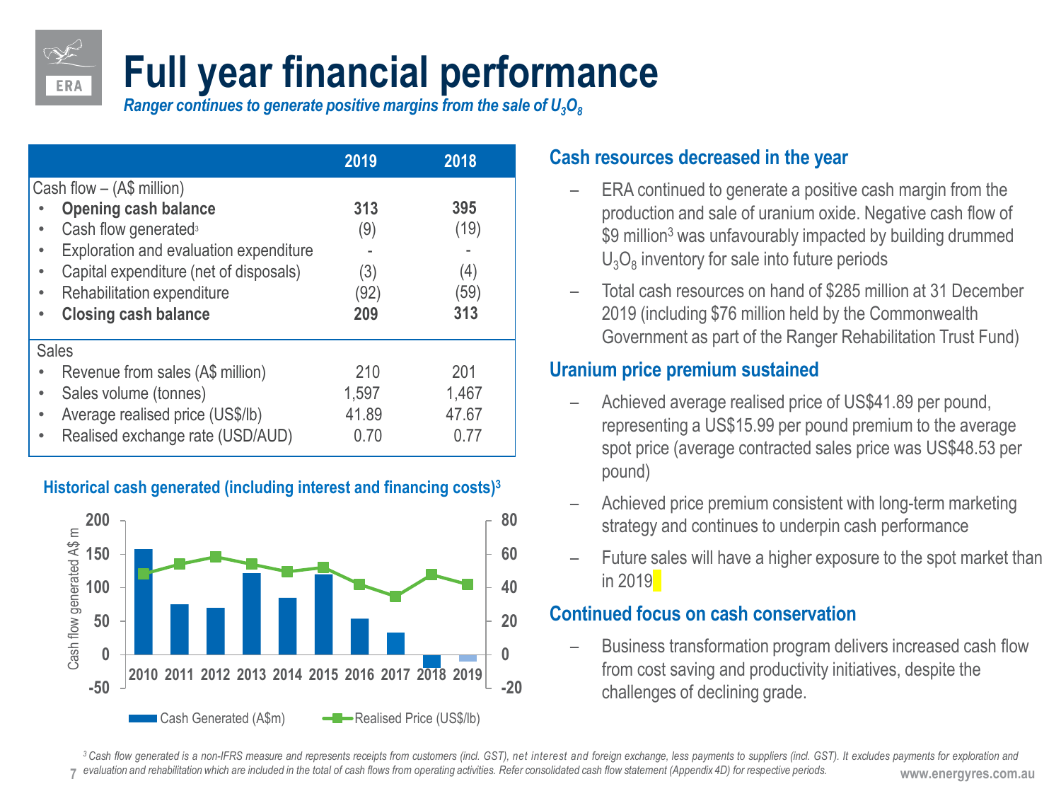# Full year financial performance

*Ranger continues to generate positive margins from the sale of $U_3O_8$*

| | 2019 | 2018 |
|---|---|---|
| Cash flow – (A$ million) | | |
| • **Opening cash balance** | **313** | **395** |
| • Cash flow generated[3] | (9) | (19) |
| • Exploration and evaluation expenditure | - | - |
| • Capital expenditure (net of disposals) | (3) | (4) |
| • Rehabilitation expenditure | (92) | (59) |
| • **Closing cash balance** | **209** | **313** |
| Sales | | |
| • Revenue from sales (A$ million) | 210 | 201 |
| • Sales volume (tonnes) | 1,597 | 1,467 |
| • Average realised price (US$/lb) | 41.89 | 47.67 |
| • Realised exchange rate (USD/AUD) | 0.70 | 0.77 |

**Historical cash generated (including interest and financing costs)[3]**

Cash flow generated A$ m

| Year | 2010 | 2011 | 2012 | 2013 | 2014 | 2015 | 2016 | 2017 | 2018 | 2019 |
|---|---|---|---|---|---|---|---|---|---|---|

Cash Generated (A$m) — Realised Price (US$/lb)

## Cash resources decreased in the year

- ERA continued to generate a positive cash margin from the production and sale of uranium oxide. Negative cash flow of $9 million[3] was unfavourably impacted by building drummed $U_3O_8$ inventory for sale into future periods
- Total cash resources on hand of $285 million at 31 December 2019 (including $76 million held by the Commonwealth Government as part of the Ranger Rehabilitation Trust Fund)

## Uranium price premium sustained

- Achieved average realised price of US$41.89 per pound, representing a US$15.99 per pound premium to the average spot price (average contracted sales price was US$48.53 per pound)
- Achieved price premium consistent with long-term marketing strategy and continues to underpin cash performance
- Future sales will have a higher exposure to the spot market than in 2019

## Continued focus on cash conservation

- Business transformation program delivers increased cash flow from cost saving and productivity initiatives, despite the challenges of declining grade.

*[3] Cash flow generated is a non-IFRS measure and represents receipts from customers (incl. GST), net interest and foreign exchange, less payments to suppliers (incl. GST). It excludes payments for exploration and evaluation and rehabilitation which are included in the total of cash flows from operating activities. Refer consolidated cash flow statement (Appendix 4D) for respective periods.*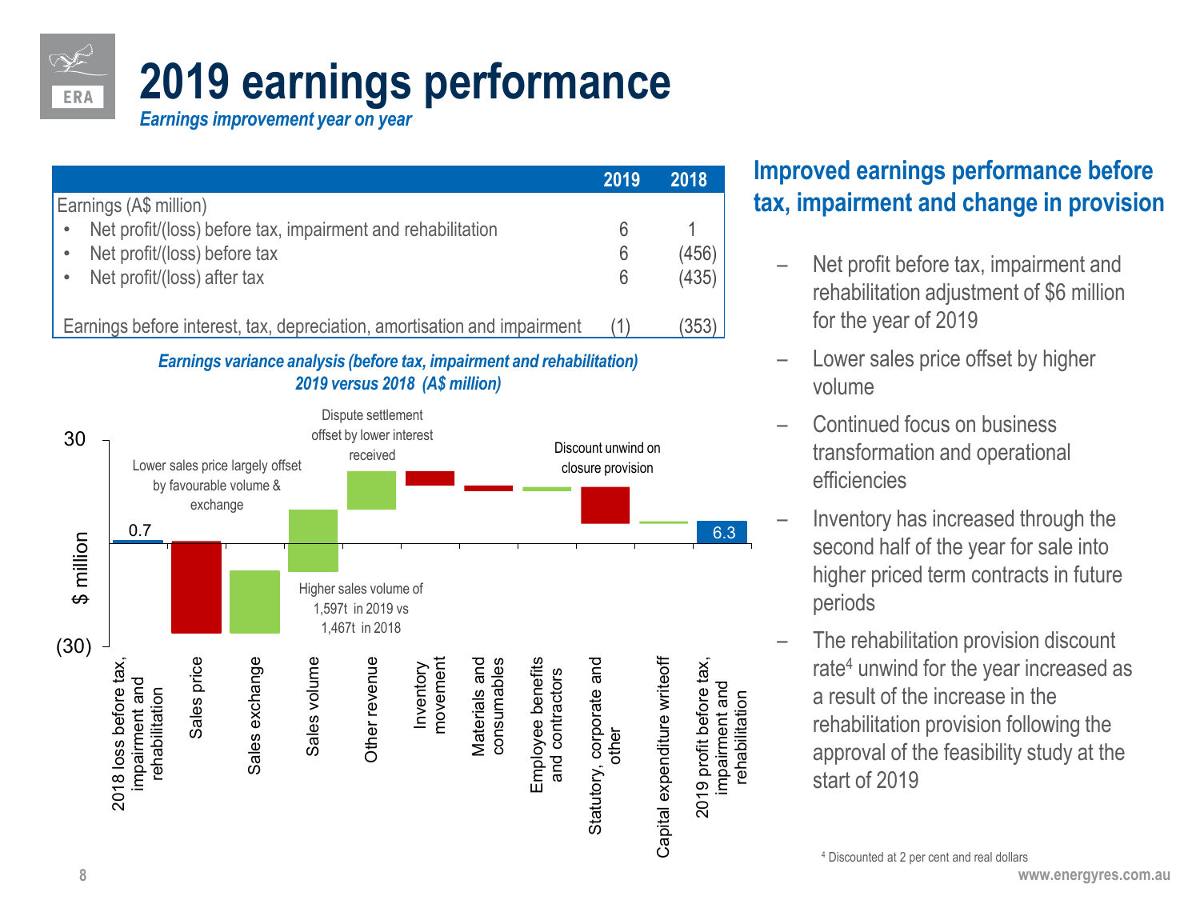# 2019 earnings performance

*Earnings improvement year on year*

| | 2019 | 2018 |
|---|---|---|
| Earnings (A$ million) | | |
| • Net profit/(loss) before tax, impairment and rehabilitation | 6 | 1 |
| • Net profit/(loss) before tax | 6 | (456) |
| • Net profit/(loss) after tax | 6 | (435) |
| Earnings before interest, tax, depreciation, amortisation and impairment | (1) | (353) |

***Earnings variance analysis (before tax, impairment and rehabilitation) 2019 versus 2018 (A$ million)***

$ million (axis 30 to (30))

- 2018 loss before tax, impairment and rehabilitation: 0.7
- Sales price
- Sales exchange
- Sales volume
- Other revenue
- Inventory movement
- Materials and consumables
- Employee benefits and contractors
- Statutory, corporate and other
- Capital expenditure writeoff
- 2019 profit before tax, impairment and rehabilitation: 6.3

Lower sales price largely offset by favourable volume & exchange

Higher sales volume of 1,597t in 2019 vs 1,467t in 2018

Dispute settlement offset by lower interest received

Discount unwind on closure provision

## Improved earnings performance before tax, impairment and change in provision

- Net profit before tax, impairment and rehabilitation adjustment of $6 million for the year of 2019
- Lower sales price offset by higher volume
- Continued focus on business transformation and operational efficiencies
- Inventory has increased through the second half of the year for sale into higher priced term contracts in future periods
- The rehabilitation provision discount rate[4] unwind for the year increased as a result of the increase in the rehabilitation provision following the approval of the feasibility study at the start of 2019

[4] Discounted at 2 per cent and real dollars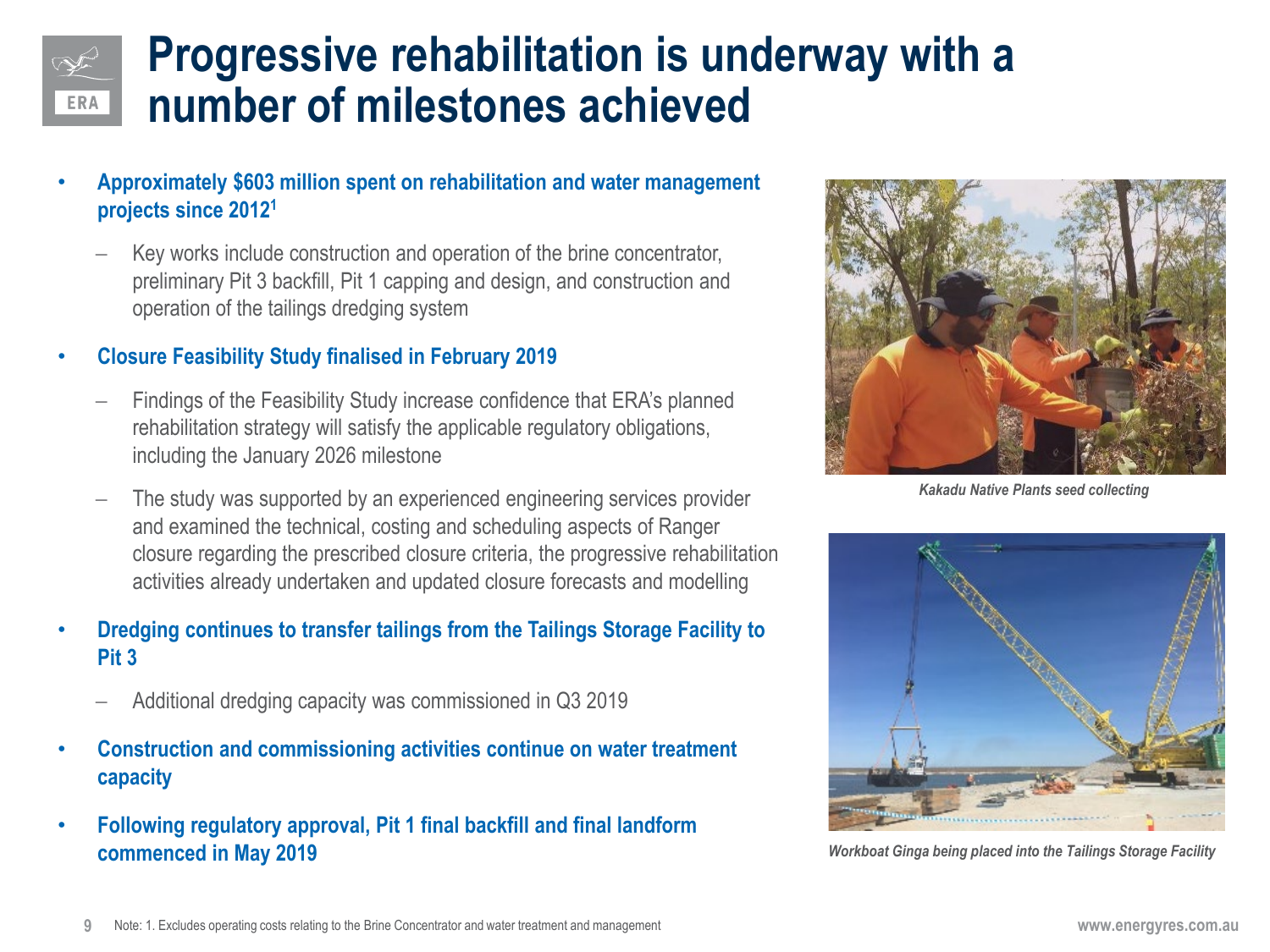# Progressive rehabilitation is underway with a number of milestones achieved

- **Approximately $603 million spent on rehabilitation and water management projects since 2012[1]**
  - Key works include construction and operation of the brine concentrator, preliminary Pit 3 backfill, Pit 1 capping and design, and construction and operation of the tailings dredging system
- **Closure Feasibility Study finalised in February 2019**
  - Findings of the Feasibility Study increase confidence that ERA's planned rehabilitation strategy will satisfy the applicable regulatory obligations, including the January 2026 milestone
  - The study was supported by an experienced engineering services provider and examined the technical, costing and scheduling aspects of Ranger closure regarding the prescribed closure criteria, the progressive rehabilitation activities already undertaken and updated closure forecasts and modelling
- **Dredging continues to transfer tailings from the Tailings Storage Facility to Pit 3**
  - Additional dredging capacity was commissioned in Q3 2019
- **Construction and commissioning activities continue on water treatment capacity**
- **Following regulatory approval, Pit 1 final backfill and final landform commenced in May 2019**

*Kakadu Native Plants seed collecting*

*Workboat Ginga being placed into the Tailings Storage Facility*

Note: 1. Excludes operating costs relating to the Brine Concentrator and water treatment and management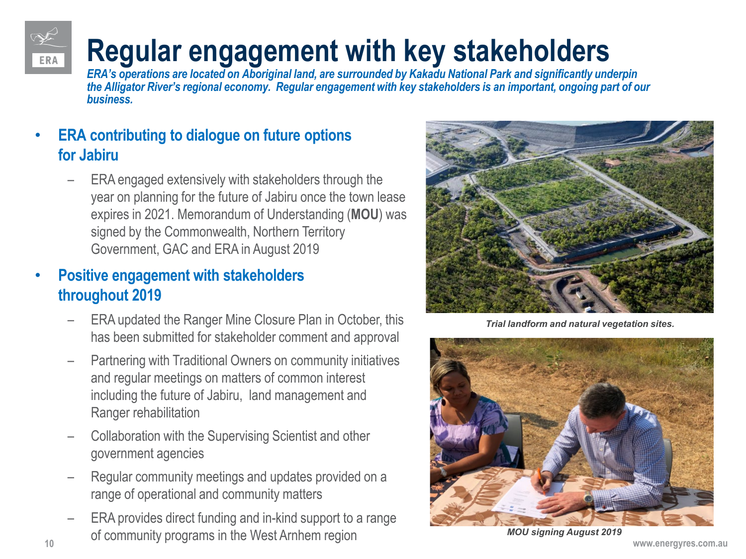# Regular engagement with key stakeholders

*ERA's operations are located on Aboriginal land, are surrounded by Kakadu National Park and significantly underpin the Alligator River's regional economy. Regular engagement with key stakeholders is an important, ongoing part of our business.*

- **ERA contributing to dialogue on future options for Jabiru**
  - ERA engaged extensively with stakeholders through the year on planning for the future of Jabiru once the town lease expires in 2021. Memorandum of Understanding (**MOU**) was signed by the Commonwealth, Northern Territory Government, GAC and ERA in August 2019
- **Positive engagement with stakeholders throughout 2019**
  - ERA updated the Ranger Mine Closure Plan in October, this has been submitted for stakeholder comment and approval
  - Partnering with Traditional Owners on community initiatives and regular meetings on matters of common interest including the future of Jabiru, land management and Ranger rehabilitation
  - Collaboration with the Supervising Scientist and other government agencies
  - Regular community meetings and updates provided on a range of operational and community matters
  - ERA provides direct funding and in-kind support to a range of community programs in the West Arnhem region

*Trial landform and natural vegetation sites.*

*MOU signing August 2019*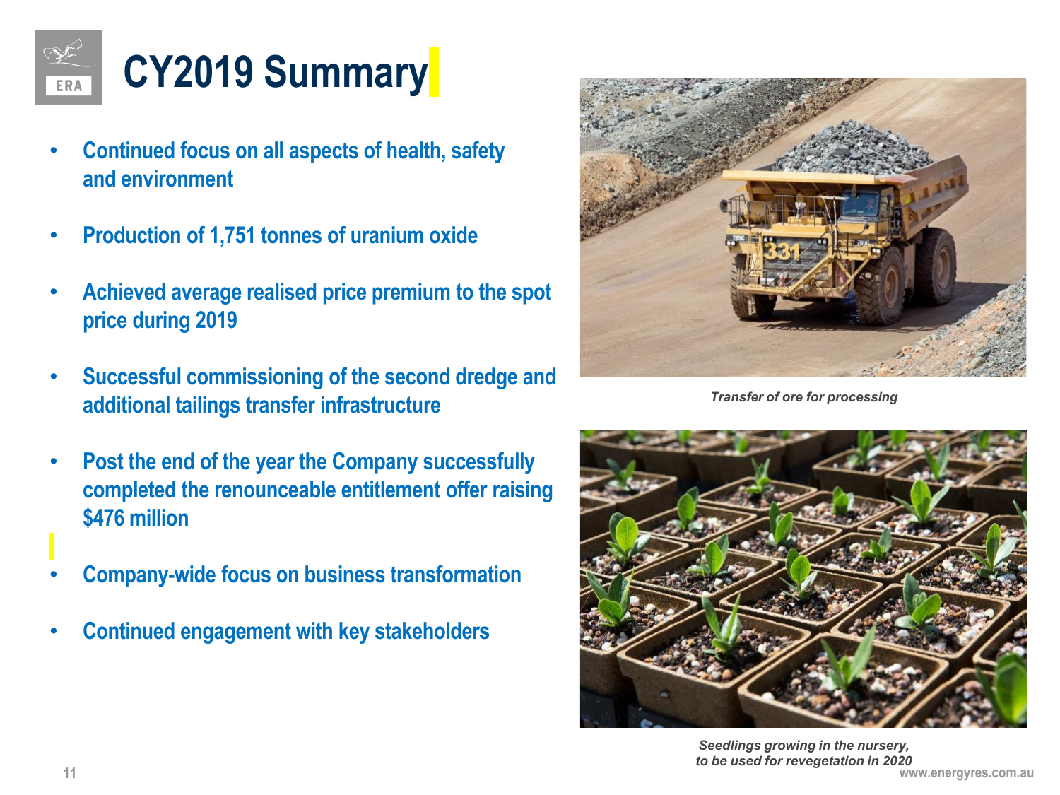# CY2019 Summary

- Continued focus on all aspects of health, safety and environment
- Production of 1,751 tonnes of uranium oxide
- Achieved average realised price premium to the spot price during 2019
- Successful commissioning of the second dredge and additional tailings transfer infrastructure
- Post the end of the year the Company successfully completed the renounceable entitlement offer raising $476 million
- Company-wide focus on business transformation
- Continued engagement with key stakeholders

*Transfer of ore for processing*

*Seedlings growing in the nursery, to be used for revegetation in 2020*